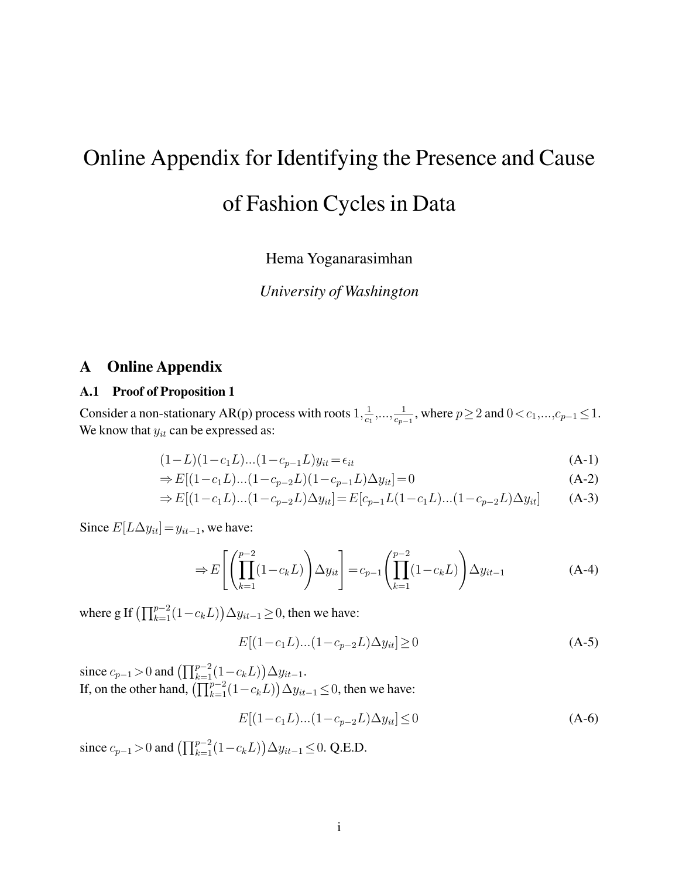# Online Appendix for Identifying the Presence and Cause of Fashion Cycles in Data

Hema Yoganarasimhan

*University of Washington*

## A Online Appendix

### A.1 Proof of Proposition 1

Consider a non-stationary AR(p) process with roots $1, \frac{1}{c_1}, ..., \frac{1}{c_{p-1}}$, where $p \geq 2$ and $0 < c_1, ..., c_{p-1} \leq 1$. We know that $y_{it}$ can be expressed as:

$$(1-L)(1-c_1L)...(1-c_{p-1}L)y_{it} = \epsilon_{it} \tag{A-1}$$

$$\Rightarrow E[(1-c_1L)...(1-c_{p-2}L)(1-c_{p-1}L)\Delta y_{it}] = 0 \tag{A-2}$$

$$\Rightarrow E[(1-c_1L)...(1-c_{p-2}L)\Delta y_{it}] = E[c_{p-1}L(1-c_1L)...(1-c_{p-2}L)\Delta y_{it}] \tag{A-3}$$

Since $E[L\Delta y_{it}] = y_{it-1}$, we have:

$$\Rightarrow E\left[\left(\prod_{k=1}^{p-2}(1-c_kL)\right)\Delta y_{it}\right] = c_{p-1}\left(\prod_{k=1}^{p-2}(1-c_kL)\right)\Delta y_{it-1} \tag{A-4}$$

where g If $\left(\prod_{k=1}^{p-2}(1-c_kL)\right)\Delta y_{it-1} \geq 0$, then we have:

$$E[(1-c_1L)...(1-c_{p-2}L)\Delta y_{it}] \geq 0 \tag{A-5}$$

since $c_{p-1} > 0$ and $\left(\prod_{k=1}^{p-2}(1-c_kL)\right)\Delta y_{it-1}$.
If, on the other hand, $\left(\prod_{k=1}^{p-2}(1-c_kL)\right)\Delta y_{it-1} \leq 0$, then we have:

$$E[(1-c_1L)...(1-c_{p-2}L)\Delta y_{it}] \leq 0 \tag{A-6}$$

since $c_{p-1} > 0$ and $\left(\prod_{k=1}^{p-2}(1-c_kL)\right)\Delta y_{it-1} \leq 0$. Q.E.D.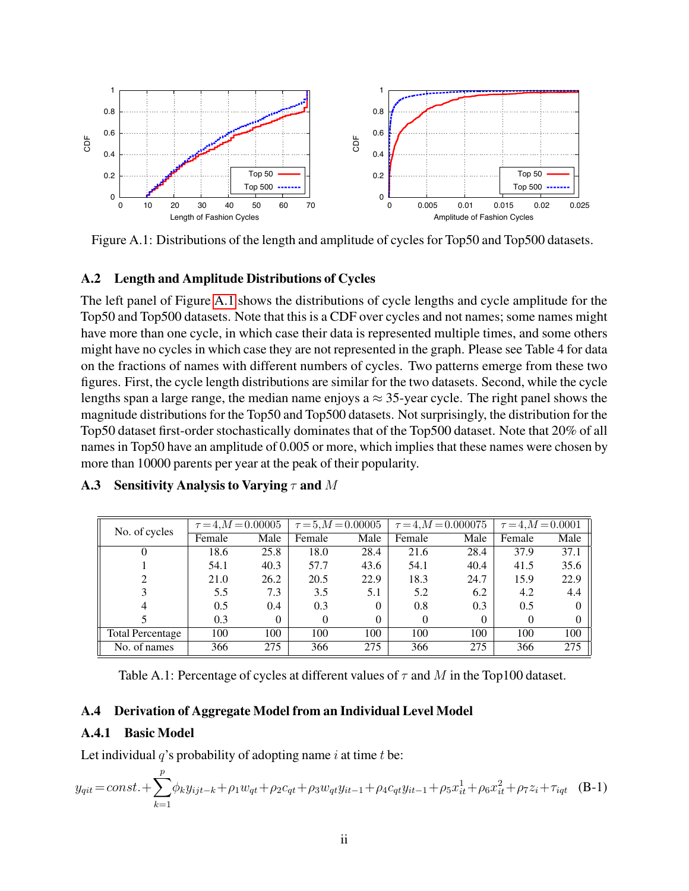Figure A.1: Distributions of the length and amplitude of cycles for Top50 and Top500 datasets.

## A.2 Length and Amplitude Distributions of Cycles

The left panel of Figure A.1 shows the distributions of cycle lengths and cycle amplitude for the Top50 and Top500 datasets. Note that this is a CDF over cycles and not names; some names might have more than one cycle, in which case their data is represented multiple times, and some others might have no cycles in which case they are not represented in the graph. Please see Table 4 for data on the fractions of names with different numbers of cycles. Two patterns emerge from these two figures. First, the cycle length distributions are similar for the two datasets. Second, while the cycle lengths span a large range, the median name enjoys a $\approx 35$-year cycle. The right panel shows the magnitude distributions for the Top50 and Top500 datasets. Not surprisingly, the distribution for the Top50 dataset first-order stochastically dominates that of the Top500 dataset. Note that 20% of all names in Top50 have an amplitude of 0.005 or more, which implies that these names were chosen by more than 10000 parents per year at the peak of their popularity.

## A.3 Sensitivity Analysis to Varying $\tau$ and $M$

| No. of cycles | $\tau = 4, M = 0.00005$ | | $\tau = 5, M = 0.00005$ | | $\tau = 4, M = 0.000075$ | | $\tau = 4, M = 0.0001$ | |
|---|---|---|---|---|---|---|---|---|
| | Female | Male | Female | Male | Female | Male | Female | Male |
| 0 | 18.6 | 25.8 | 18.0 | 28.4 | 21.6 | 28.4 | 37.9 | 37.1 |
| 1 | 54.1 | 40.3 | 57.7 | 43.6 | 54.1 | 40.4 | 41.5 | 35.6 |
| 2 | 21.0 | 26.2 | 20.5 | 22.9 | 18.3 | 24.7 | 15.9 | 22.9 |
| 3 | 5.5 | 7.3 | 3.5 | 5.1 | 5.2 | 6.2 | 4.2 | 4.4 |
| 4 | 0.5 | 0.4 | 0.3 | 0 | 0.8 | 0.3 | 0.5 | 0 |
| 5 | 0.3 | 0 | 0 | 0 | 0 | 0 | 0 | 0 |
| Total Percentage | 100 | 100 | 100 | 100 | 100 | 100 | 100 | 100 |
| No. of names | 366 | 275 | 366 | 275 | 366 | 275 | 366 | 275 |

Table A.1: Percentage of cycles at different values of $\tau$ and $M$ in the Top100 dataset.

## A.4 Derivation of Aggregate Model from an Individual Level Model

### A.4.1 Basic Model

Let individual $q$'s probability of adopting name $i$ at time $t$ be:

$$y_{qit} = const. + \sum_{k=1}^{p} \phi_k y_{ijt-k} + \rho_1 w_{qt} + \rho_2 c_{qt} + \rho_3 w_{qt} y_{it-1} + \rho_4 c_{qt} y_{it-1} + \rho_5 x_{it}^1 + \rho_6 x_{it}^2 + \rho_7 z_i + \tau_{iqt} \quad \text{(B-1)}$$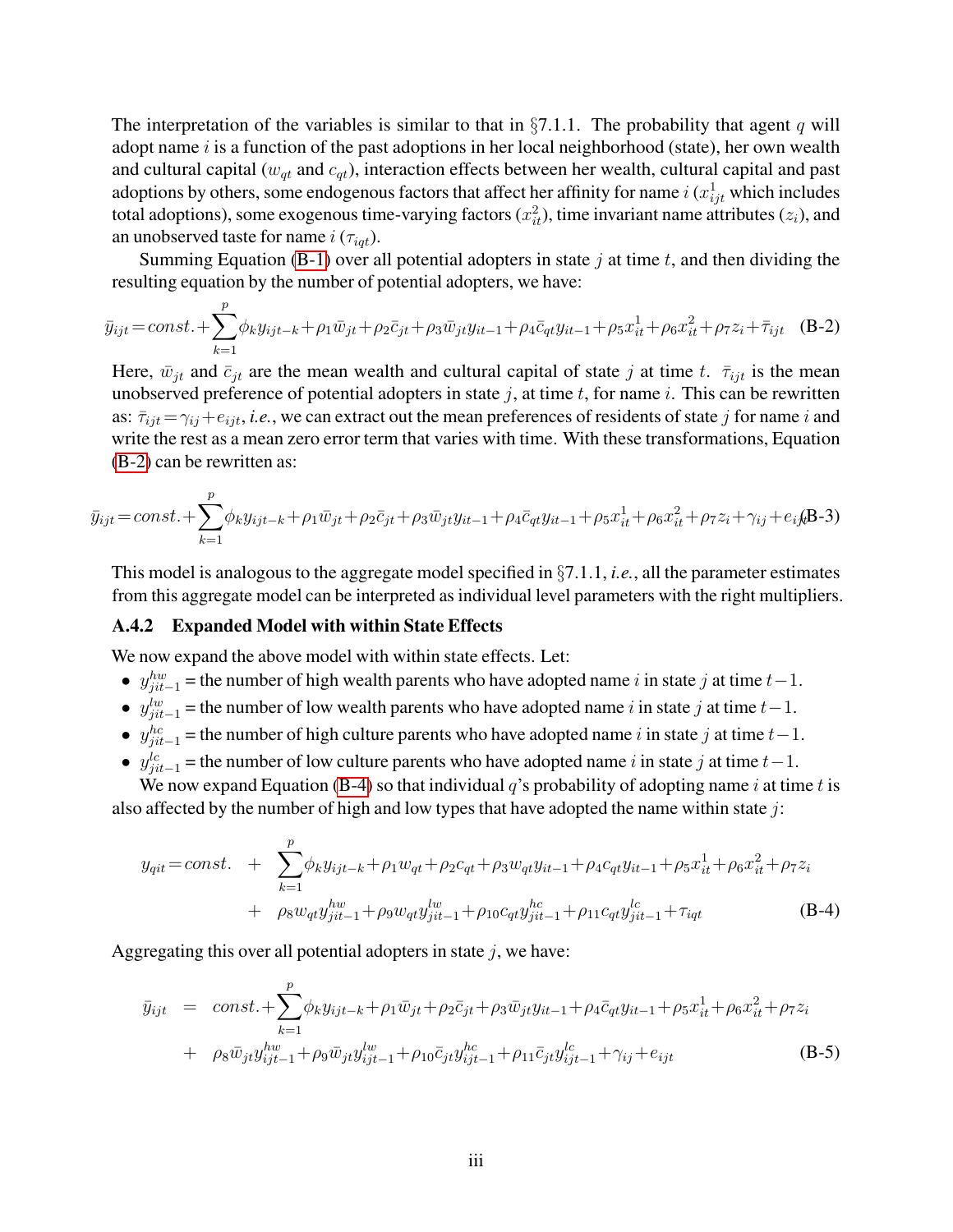The interpretation of the variables is similar to that in §7.1.1. The probability that agent $q$ will adopt name $i$ is a function of the past adoptions in her local neighborhood (state), her own wealth and cultural capital ($w_{qt}$ and $c_{qt}$), interaction effects between her wealth, cultural capital and past adoptions by others, some endogenous factors that affect her affinity for name $i$ ($x^1_{ijt}$ which includes total adoptions), some exogenous time-varying factors ($x^2_{it}$), time invariant name attributes ($z_i$), and an unobserved taste for name $i$ ($\tau_{iqt}$).

Summing Equation (B-1) over all potential adopters in state $j$ at time $t$, and then dividing the resulting equation by the number of potential adopters, we have:

$$\bar{y}_{ijt} = const. + \sum_{k=1}^{p} \phi_k y_{ijt-k} + \rho_1 \bar{w}_{jt} + \rho_2 \bar{c}_{jt} + \rho_3 \bar{w}_{jt} y_{it-1} + \rho_4 \bar{c}_{qt} y_{it-1} + \rho_5 x^1_{it} + \rho_6 x^2_{it} + \rho_7 z_i + \bar{\tau}_{ijt} \quad \text{(B-2)}$$

Here, $\bar{w}_{jt}$ and $\bar{c}_{jt}$ are the mean wealth and cultural capital of state $j$ at time $t$. $\bar{\tau}_{ijt}$ is the mean unobserved preference of potential adopters in state $j$, at time $t$, for name $i$. This can be rewritten as: $\bar{\tau}_{ijt} = \gamma_{ij} + e_{ijt}$, *i.e.*, we can extract out the mean preferences of residents of state $j$ for name $i$ and write the rest as a mean zero error term that varies with time. With these transformations, Equation (B-2) can be rewritten as:

$$\bar{y}_{ijt} = const. + \sum_{k=1}^{p} \phi_k y_{ijt-k} + \rho_1 \bar{w}_{jt} + \rho_2 \bar{c}_{jt} + \rho_3 \bar{w}_{jt} y_{it-1} + \rho_4 \bar{c}_{qt} y_{it-1} + \rho_5 x^1_{it} + \rho_6 x^2_{it} + \rho_7 z_i + \gamma_{ij} + e_{ijt} \quad \text{(B-3)}$$

This model is analogous to the aggregate model specified in §7.1.1, *i.e.*, all the parameter estimates from this aggregate model can be interpreted as individual level parameters with the right multipliers.

### A.4.2 Expanded Model with within State Effects

We now expand the above model with within state effects. Let:

- $y^{hw}_{jit-1}$ = the number of high wealth parents who have adopted name $i$ in state $j$ at time $t-1$.
- $y^{lw}_{jit-1}$ = the number of low wealth parents who have adopted name $i$ in state $j$ at time $t-1$.
- $y^{hc}_{jit-1}$ = the number of high culture parents who have adopted name $i$ in state $j$ at time $t-1$.
- $y^{lc}_{jit-1}$ = the number of low culture parents who have adopted name $i$ in state $j$ at time $t-1$.

We now expand Equation (B-4) so that individual $q$'s probability of adopting name $i$ at time $t$ is also affected by the number of high and low types that have adopted the name within state $j$:

$$\begin{aligned} y_{qit} = const. \; &+ \; \sum_{k=1}^{p} \phi_k y_{ijt-k} + \rho_1 w_{qt} + \rho_2 c_{qt} + \rho_3 w_{qt} y_{it-1} + \rho_4 c_{qt} y_{it-1} + \rho_5 x^1_{it} + \rho_6 x^2_{it} + \rho_7 z_i \\ &+ \; \rho_8 w_{qt} y^{hw}_{jit-1} + \rho_9 w_{qt} y^{lw}_{jit-1} + \rho_{10} c_{qt} y^{hc}_{jit-1} + \rho_{11} c_{qt} y^{lc}_{jit-1} + \tau_{iqt} \end{aligned} \quad \text{(B-4)}$$

Aggregating this over all potential adopters in state $j$, we have:

$$\begin{aligned} \bar{y}_{ijt} \; &= \; const. + \sum_{k=1}^{p} \phi_k y_{ijt-k} + \rho_1 \bar{w}_{jt} + \rho_2 \bar{c}_{jt} + \rho_3 \bar{w}_{jt} y_{it-1} + \rho_4 \bar{c}_{qt} y_{it-1} + \rho_5 x^1_{it} + \rho_6 x^2_{it} + \rho_7 z_i \\ &+ \; \rho_8 \bar{w}_{jt} y^{hw}_{ijt-1} + \rho_9 \bar{w}_{jt} y^{lw}_{ijt-1} + \rho_{10} \bar{c}_{jt} y^{hc}_{ijt-1} + \rho_{11} \bar{c}_{jt} y^{lc}_{ijt-1} + \gamma_{ij} + e_{ijt} \end{aligned} \quad \text{(B-5)}$$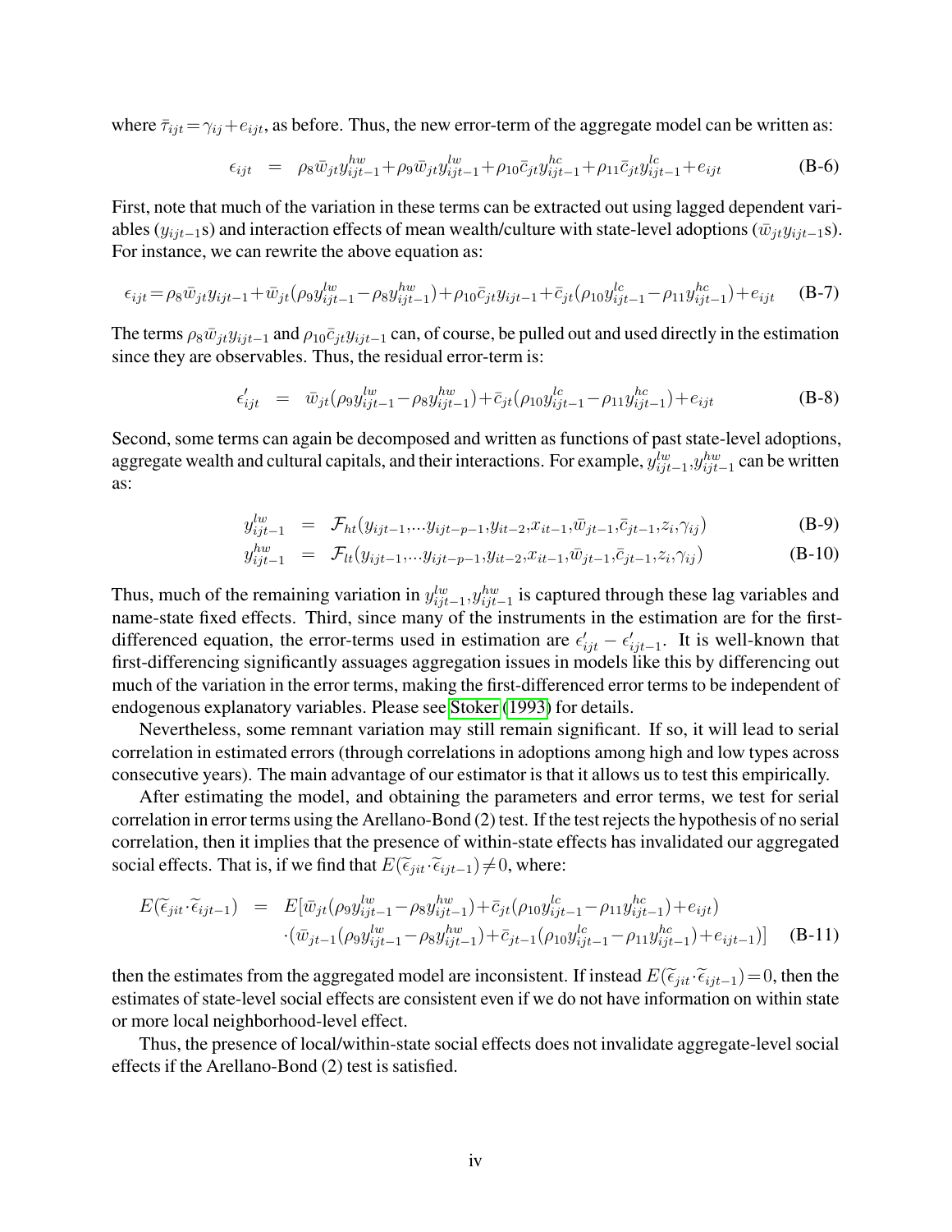where $\bar{\tau}_{ijt} = \gamma_{ij} + e_{ijt}$, as before. Thus, the new error-term of the aggregate model can be written as:

$$\epsilon_{ijt} = \rho_8 \bar{w}_{jt} y^{hw}_{ijt-1} + \rho_9 \bar{w}_{jt} y^{lw}_{ijt-1} + \rho_{10} \bar{c}_{jt} y^{hc}_{ijt-1} + \rho_{11} \bar{c}_{jt} y^{lc}_{ijt-1} + e_{ijt} \tag{B-6}$$

First, note that much of the variation in these terms can be extracted out using lagged dependent variables ($y_{ijt-1}$s) and interaction effects of mean wealth/culture with state-level adoptions ($\bar{w}_{jt} y_{ijt-1}$s). For instance, we can rewrite the above equation as:

$$\epsilon_{ijt} = \rho_8 \bar{w}_{jt} y_{ijt-1} + \bar{w}_{jt}(\rho_9 y^{lw}_{ijt-1} - \rho_8 y^{hw}_{ijt-1}) + \rho_{10} \bar{c}_{jt} y_{ijt-1} + \bar{c}_{jt}(\rho_{10} y^{lc}_{ijt-1} - \rho_{11} y^{hc}_{ijt-1}) + e_{ijt} \tag{B-7}$$

The terms $\rho_8 \bar{w}_{jt} y_{ijt-1}$ and $\rho_{10} \bar{c}_{jt} y_{ijt-1}$ can, of course, be pulled out and used directly in the estimation since they are observables. Thus, the residual error-term is:

$$\epsilon'_{ijt} = \bar{w}_{jt}(\rho_9 y^{lw}_{ijt-1} - \rho_8 y^{hw}_{ijt-1}) + \bar{c}_{jt}(\rho_{10} y^{lc}_{ijt-1} - \rho_{11} y^{hc}_{ijt-1}) + e_{ijt} \tag{B-8}$$

Second, some terms can again be decomposed and written as functions of past state-level adoptions, aggregate wealth and cultural capitals, and their interactions. For example, $y^{lw}_{ijt-1}, y^{hw}_{ijt-1}$ can be written as:

$$y^{lw}_{ijt-1} = \mathcal{F}_{ht}(y_{ijt-1}, \ldots y_{ijt-p-1}, y_{it-2}, x_{it-1}, \bar{w}_{jt-1}, \bar{c}_{jt-1}, z_i, \gamma_{ij}) \tag{B-9}$$

$$y^{hw}_{ijt-1} = \mathcal{F}_{lt}(y_{ijt-1}, \ldots y_{ijt-p-1}, y_{it-2}, x_{it-1}, \bar{w}_{jt-1}, \bar{c}_{jt-1}, z_i, \gamma_{ij}) \tag{B-10}$$

Thus, much of the remaining variation in $y^{lw}_{ijt-1}, y^{hw}_{ijt-1}$ is captured through these lag variables and name-state fixed effects. Third, since many of the instruments in the estimation are for the first-differenced equation, the error-terms used in estimation are $\epsilon'_{ijt} - \epsilon'_{ijt-1}$. It is well-known that first-differencing significantly assuages aggregation issues in models like this by differencing out much of the variation in the error terms, making the first-differenced error terms to be independent of endogenous explanatory variables. Please see Stoker (1993) for details.

Nevertheless, some remnant variation may still remain significant. If so, it will lead to serial correlation in estimated errors (through correlations in adoptions among high and low types across consecutive years). The main advantage of our estimator is that it allows us to test this empirically.

After estimating the model, and obtaining the parameters and error terms, we test for serial correlation in error terms using the Arellano-Bond (2) test. If the test rejects the hypothesis of no serial correlation, then it implies that the presence of within-state effects has invalidated our aggregated social effects. That is, if we find that $E(\widetilde{\epsilon}_{jit} \cdot \widetilde{\epsilon}_{ijt-1}) \neq 0$, where:

$$\begin{aligned} E(\widetilde{\epsilon}_{jit} \cdot \widetilde{\epsilon}_{ijt-1}) = \; & E[\bar{w}_{jt}(\rho_9 y^{lw}_{ijt-1} - \rho_8 y^{hw}_{ijt-1}) + \bar{c}_{jt}(\rho_{10} y^{lc}_{ijt-1} - \rho_{11} y^{hc}_{ijt-1}) + e_{ijt}) \\ & \cdot (\bar{w}_{jt-1}(\rho_9 y^{lw}_{ijt-1} - \rho_8 y^{hw}_{ijt-1}) + \bar{c}_{jt-1}(\rho_{10} y^{lc}_{ijt-1} - \rho_{11} y^{hc}_{ijt-1}) + e_{ijt-1})] \end{aligned} \tag{B-11}$$

then the estimates from the aggregated model are inconsistent. If instead $E(\widetilde{\epsilon}_{jit} \cdot \widetilde{\epsilon}_{ijt-1}) = 0$, then the estimates of state-level social effects are consistent even if we do not have information on within state or more local neighborhood-level effect.

Thus, the presence of local/within-state social effects does not invalidate aggregate-level social effects if the Arellano-Bond (2) test is satisfied.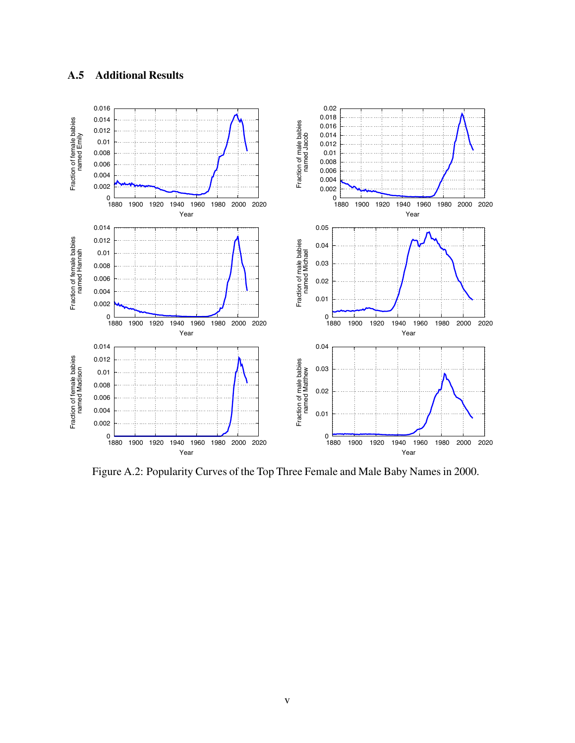## A.5 Additional Results

Figure A.2: Popularity Curves of the Top Three Female and Male Baby Names in 2000.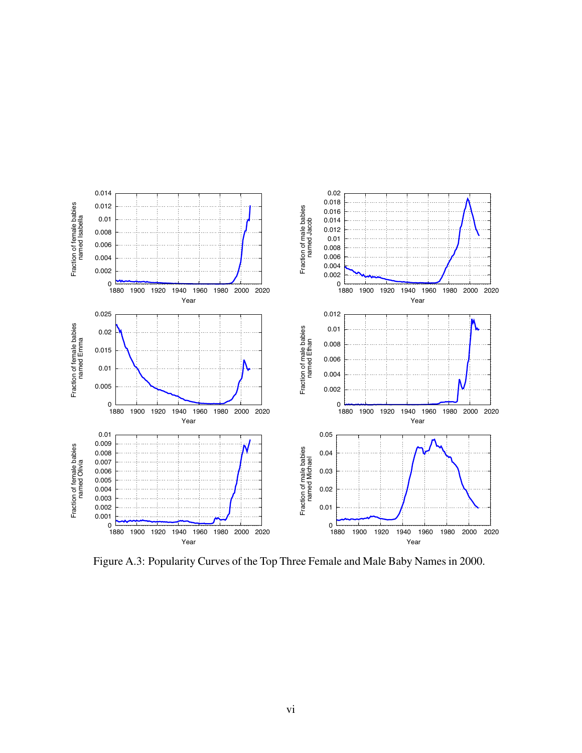Figure A.3: Popularity Curves of the Top Three Female and Male Baby Names in 2000.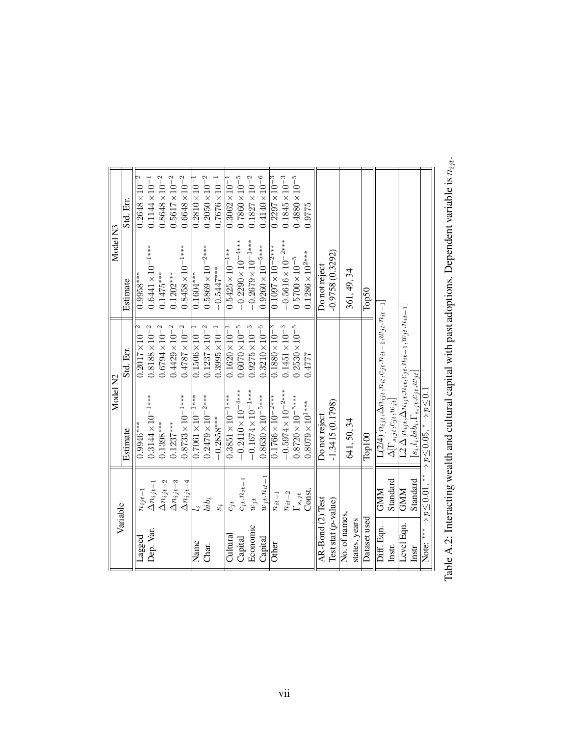| Variable | | Model N2 Estimate | Model N2 Std. Err. | Model N3 Estimate | Model N3 Std. Err. |
|---|---|---|---|---|---|
| Lagged | $n_{ijt-1}$ | $0.9946^{***}$ | $0.2017\times10^{-2}$ | $0.9958^{***}$ | $0.2648\times10^{-2}$ |
| Dep. Var. | $\Delta n_{ijt-1}$ | $0.3144\times10^{-1***}$ | $0.8188\times10^{-2}$ | $0.6441\times10^{-1***}$ | $0.1144\times10^{-1}$ |
| | $\Delta n_{ijt-2}$ | $0.1398^{***}$ | $0.6794\times10^{-2}$ | $0.1475^{***}$ | $0.8648\times10^{-2}$ |
| | $\Delta n_{ijt-3}$ | $0.1237^{***}$ | $0.4429\times10^{-2}$ | $0.1202^{***}$ | $0.5617\times10^{-2}$ |
| | $\Delta n_{ijt-4}$ | $0.8733\times10^{-1***}$ | $0.4787\times10^{-2}$ | $0.8458\times10^{-1***}$ | $0.6648\times10^{-2}$ |
| Name | $l_i$ | $0.7061\times10^{-1***}$ | $0.1506\times10^{-1}$ | $0.1604^{***}$ | $0.2810\times10^{-1}$ |
| Char. | $bib_i$ | $0.2479\times10^{-2***}$ | $0.1237\times10^{-2}$ | $0.5869\times10^{-2***}$ | $0.2050\times10^{-2}$ |
| | $s_i$ | $-0.2858^{***}$ | $0.3995\times10^{-1}$ | $-0.5447^{***}$ | $0.7676\times10^{-1}$ |
| Cultural | $c_{jt}$ | $0.3851\times10^{-1***}$ | $0.1620\times10^{-1}$ | $0.5425\times10^{-1**}$ | $0.3062\times10^{-1}$ |
| Capital | $c_{jt}.n_{it-1}$ | $-0.2410\times10^{-4***}$ | $0.6070\times10^{-5}$ | $-0.2290\times10^{-4***}$ | $0.7860\times10^{-5}$ |
| Economic | $w_{jt}$ | $-0.1674\times10^{-1***}$ | $0.9275\times10^{-3}$ | $-0.2679\times10^{-1***}$ | $0.1827\times10^{-2}$ |
| Capital | $w_{jt}.n_{it-1}$ | $0.8630\times10^{-5***}$ | $0.3210\times10^{-6}$ | $0.9260\times10^{-5***}$ | $0.4140\times10^{-6}$ |
| Other | $n_{it-1}$ | $0.1766\times10^{-2***}$ | $0.1880\times10^{-3}$ | $0.1097\times10^{-2***}$ | $0.2297\times10^{-3}$ |
| | $n_{it-2}$ | $-0.5974\times10^{-2***}$ | $0.1451\times10^{-3}$ | $-0.5616\times10^{-2***}$ | $0.1845\times10^{-3}$ |
| | $\Gamma_{sijt}$ | $0.8720\times10^{-5***}$ | $0.2530\times10^{-5}$ | $0.5700\times10^{-5}$ | $0.4880\times10^{-5}$ |
| | Const. | $0.8079\times10^{1***}$ | 0.4777 | $0.1286\times10^{2***}$ | 0.9775 |
| AR-Bond (2) Test | | Do not reject | | Do not reject | |
| Test stat ($p$-value) | | -1.3415 (0.1798) | | -0.9758 (0.3292) | |
| No. of names, states, years | | 641, 50, 34 | | 361, 49, 34 | |
| Dataset used | | Top100 | | Top50 | |
| Diff. Eqn. Instr. | GMM | L(2/4) $[n_{ijt}, \Delta n_{ijt}, n_{it}, c_{jt}.n_{it-1}, w_{jt}.n_{it-1}]$ | | | |
| | Standard | $\Delta[\Gamma_{sijt}, c_{jt}, w_{jt}]$ | | | |
| Level Eqn. Instr | GMM | L2 $\Delta[n_{ijt}, \Delta n_{ijt}, n_{it}, c_{jt}.n_{it-1}, w_{jt}.n_{it-1}]$ | | | |
| | Standard | $[s_i, l_i, bib_i, \Gamma_{sijt}, c_{jt}, w_{jt}]$ | | | |

Note: $^{***} \Rightarrow p \leq 0.01$, $^{**} \Rightarrow p \leq 0.05$, $^{*} \Rightarrow p \leq 0.1$

Table A.2: Interacting wealth and cultural capital with past adoptions. Dependent variable is $n_{ijt}$.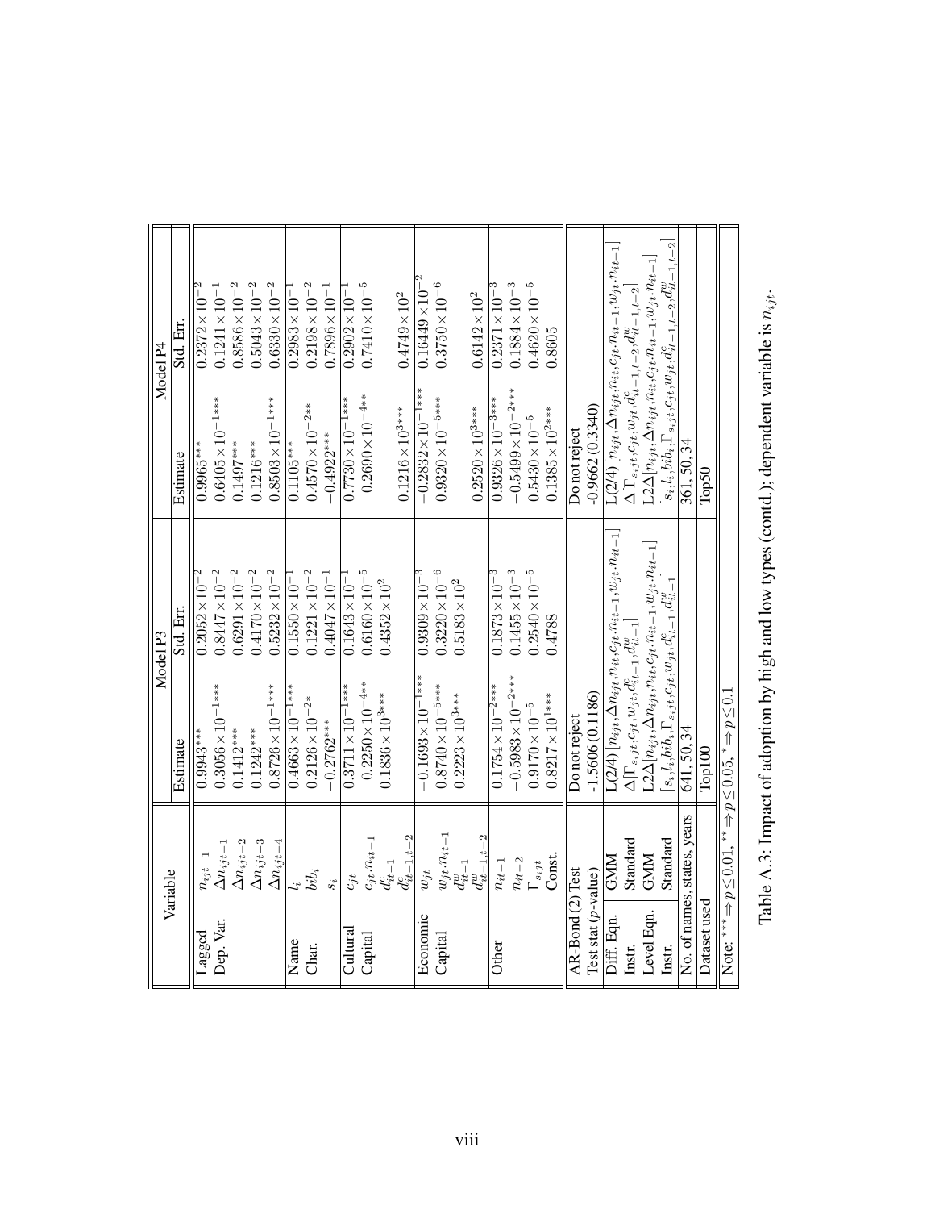| Variable | | Model P3 Estimate | Model P3 Std. Err. | Model P4 Estimate | Model P4 Std. Err. |
|---|---|---|---|---|---|
| Lagged Dep. Var. | $n_{ijt-1}$ | $0.9943^{***}$ | $0.2052\times10^{-2}$ | $0.9965^{***}$ | $0.2372\times10^{-2}$ |
| | $\Delta n_{ijt-1}$ | $0.3056\times10^{-1***}$ | $0.8447\times10^{-2}$ | $0.6405\times10^{-1***}$ | $0.1241\times10^{-1}$ |
| | $\Delta n_{ijt-2}$ | $0.1412^{***}$ | $0.6291\times10^{-2}$ | $0.1497^{***}$ | $0.8586\times10^{-2}$ |
| | $\Delta n_{ijt-3}$ | $0.1242^{***}$ | $0.4170\times10^{-2}$ | $0.1216^{***}$ | $0.5043\times10^{-2}$ |
| | $\Delta n_{ijt-4}$ | $0.8726\times10^{-1***}$ | $0.5232\times10^{-2}$ | $0.8503\times10^{-1***}$ | $0.6330\times10^{-2}$ |
| Name Char. | $l_i$ | $0.4663\times10^{-1***}$ | $0.1550\times10^{-1}$ | $0.1105^{***}$ | $0.2983\times10^{-1}$ |
| | $bib_i$ | $0.2126\times10^{-2*}$ | $0.1221\times10^{-2}$ | $0.4570\times10^{-2**}$ | $0.2198\times10^{-2}$ |
| | $s_i$ | $-0.2762^{***}$ | $0.4047\times10^{-1}$ | $-0.4922^{***}$ | $0.7896\times10^{-1}$ |
| Cultural Capital | $c_{jt}$ | $0.3711\times10^{-1***}$ | $0.1643\times10^{-1}$ | $0.7730\times10^{-1***}$ | $0.2902\times10^{-1}$ |
| | $c_{jt}.n_{it-1}$ | $-0.2250\times10^{-4**}$ | $0.6160\times10^{-5}$ | $-0.2690\times10^{-4**}$ | $0.7410\times10^{-5}$ |
| | $d^c_{it-1}$ | $0.1836\times10^{3***}$ | $0.4352\times10^{2}$ | | |
| | $d^c_{it-1,t-2}$ | | | $0.1216\times10^{3***}$ | $0.4749\times10^{2}$ |
| Economic Capital | $w_{jt}$ | $-0.1693\times10^{-1***}$ | $0.9309\times10^{-3}$ | $-0.2832\times10^{-1***}$ | $0.16449\times10^{-2}$ |
| | $w_{jt}.n_{it-1}$ | $0.8740\times10^{-5***}$ | $0.3220\times10^{-6}$ | $0.9320\times10^{-5***}$ | $0.3750\times10^{-6}$ |
| | $d^w_{it-1}$ | $0.2223\times10^{3***}$ | $0.5183\times10^{2}$ | | |
| | $d^w_{it-1,t-2}$ | | | $0.2520\times10^{3***}$ | $0.6142\times10^{2}$ |
| Other | $n_{it-1}$ | $0.1754\times10^{-2***}$ | $0.1873\times10^{-3}$ | $0.9326\times10^{-3***}$ | $0.2371\times10^{-3}$ |
| | $n_{it-2}$ | $-0.5983\times10^{-2***}$ | $0.1455\times10^{-3}$ | $-0.5499\times10^{-2***}$ | $0.1884\times10^{-3}$ |
| | $\Gamma_{s,jt}$ | $0.9170\times10^{-5}$ | $0.2540\times10^{-5}$ | $0.5430\times10^{-5}$ | $0.4620\times10^{-5}$ |
| | Const. | $0.8217\times10^{1***}$ | $0.4788$ | $0.1385\times10^{2***}$ | $0.8605$ |
| AR-Bond (2) Test | | Do not reject | | Do not reject | |
| Test stat ($p$-value) | | -1.5606 (0.1186) | | -0.9662 (0.3340) | |
| Diff. Eqn. Instr. | GMM | $L(2/4)[n_{ijt},\Delta n_{ijt},n_{it},c_{jt}.n_{it-1},w_{jt}.n_{it-1}]$ | | $L(2/4)[n_{ijt},\Delta n_{ijt},n_{it},c_{jt}.n_{it-1},w_{jt}.n_{it-1}]$ | |
| | Standard | $\Delta[\Gamma_{s,jt},c_{jt},w_{jt},d^c_{it-1},d^w_{it-1}]$ | | $\Delta[\Gamma_{s,jt},c_{jt},w_{jt},d^c_{it-1,t-2},d^w_{it-1,t-2}]$ | |
| Level Eqn. Instr. | GMM | $L2\Delta[n_{ijt},\Delta n_{ijt},n_{it},c_{jt}.n_{it-1},w_{jt}.n_{it-1}]$ | | $L2\Delta[n_{ijt},\Delta n_{ijt},n_{it},c_{jt}.n_{it-1},w_{jt}.n_{it-1}]$ | |
| | Standard | $[s_i,l_i,bib_i,\Gamma_{s,jt},c_{jt},w_{jt},d^c_{it-1},d^w_{it-1}]$ | | $[s_i,l_i,bib_i,\Gamma_{s,jt},c_{jt},w_{jt},d^c_{it-1,t-2},d^w_{it-1,t-2}]$ | |
| No. of names, states, years | | 641, 50, 34 | | 361, 50, 34 | |
| Dataset used | | Top100 | | Top50 | |

Note: $^{***} \Rightarrow p \leq 0.01$, $^{**} \Rightarrow p \leq 0.05$, $^{*} \Rightarrow p \leq 0.1$

Table A.3: Impact of adoption by high and low types (contd.); dependent variable is $n_{ijt}$.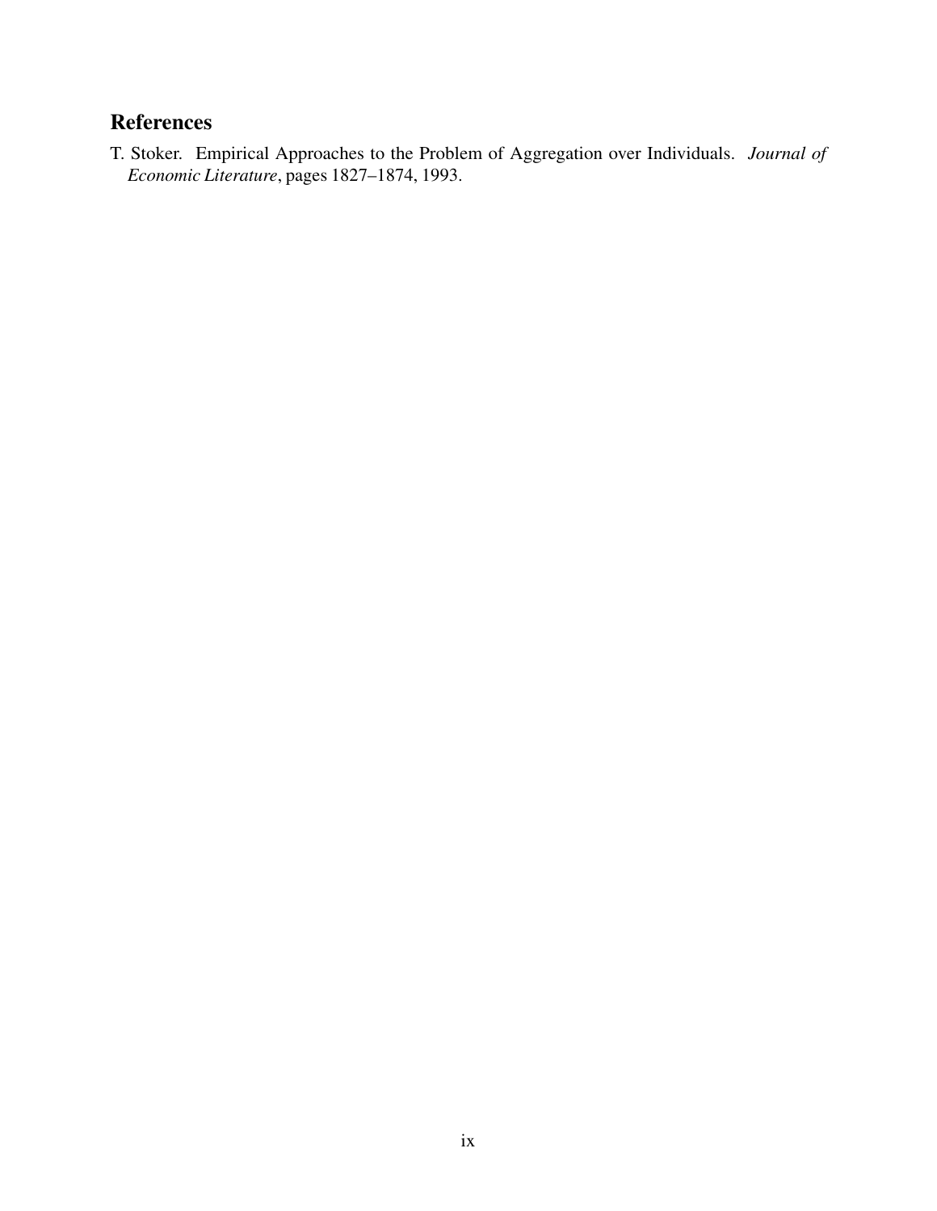## References

T. Stoker. Empirical Approaches to the Problem of Aggregation over Individuals. *Journal of Economic Literature*, pages 1827–1874, 1993.